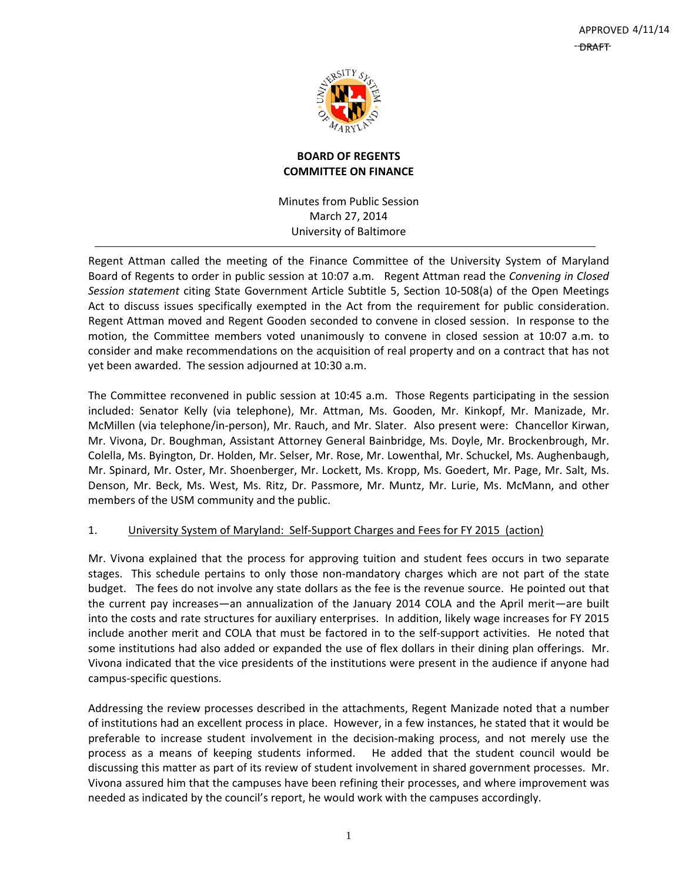APPROVED 4/11/14

~~DRAFT~~

**BOARD OF REGENTS**
**COMMITTEE ON FINANCE**

Minutes from Public Session
March 27, 2014
University of Baltimore

---

Regent Attman called the meeting of the Finance Committee of the University System of Maryland Board of Regents to order in public session at 10:07 a.m. Regent Attman read the *Convening in Closed Session statement* citing State Government Article Subtitle 5, Section 10-508(a) of the Open Meetings Act to discuss issues specifically exempted in the Act from the requirement for public consideration. Regent Attman moved and Regent Gooden seconded to convene in closed session. In response to the motion, the Committee members voted unanimously to convene in closed session at 10:07 a.m. to consider and make recommendations on the acquisition of real property and on a contract that has not yet been awarded. The session adjourned at 10:30 a.m.

The Committee reconvened in public session at 10:45 a.m. Those Regents participating in the session included: Senator Kelly (via telephone), Mr. Attman, Ms. Gooden, Mr. Kinkopf, Mr. Manizade, Mr. McMillen (via telephone/in-person), Mr. Rauch, and Mr. Slater. Also present were: Chancellor Kirwan, Mr. Vivona, Dr. Boughman, Assistant Attorney General Bainbridge, Ms. Doyle, Mr. Brockenbrough, Mr. Colella, Ms. Byington, Dr. Holden, Mr. Selser, Mr. Rose, Mr. Lowenthal, Mr. Schuckel, Ms. Aughenbaugh, Mr. Spinard, Mr. Oster, Mr. Shoenberger, Mr. Lockett, Ms. Kropp, Ms. Goedert, Mr. Page, Mr. Salt, Ms. Denson, Mr. Beck, Ms. West, Ms. Ritz, Dr. Passmore, Mr. Muntz, Mr. Lurie, Ms. McMann, and other members of the USM community and the public.

1. University System of Maryland: Self-Support Charges and Fees for FY 2015 (action)

Mr. Vivona explained that the process for approving tuition and student fees occurs in two separate stages. This schedule pertains to only those non-mandatory charges which are not part of the state budget. The fees do not involve any state dollars as the fee is the revenue source. He pointed out that the current pay increases—an annualization of the January 2014 COLA and the April merit—are built into the costs and rate structures for auxiliary enterprises. In addition, likely wage increases for FY 2015 include another merit and COLA that must be factored in to the self-support activities. He noted that some institutions had also added or expanded the use of flex dollars in their dining plan offerings. Mr. Vivona indicated that the vice presidents of the institutions were present in the audience if anyone had campus-specific questions.

Addressing the review processes described in the attachments, Regent Manizade noted that a number of institutions had an excellent process in place. However, in a few instances, he stated that it would be preferable to increase student involvement in the decision-making process, and not merely use the process as a means of keeping students informed. He added that the student council would be discussing this matter as part of its review of student involvement in shared government processes. Mr. Vivona assured him that the campuses have been refining their processes, and where improvement was needed as indicated by the council's report, he would work with the campuses accordingly.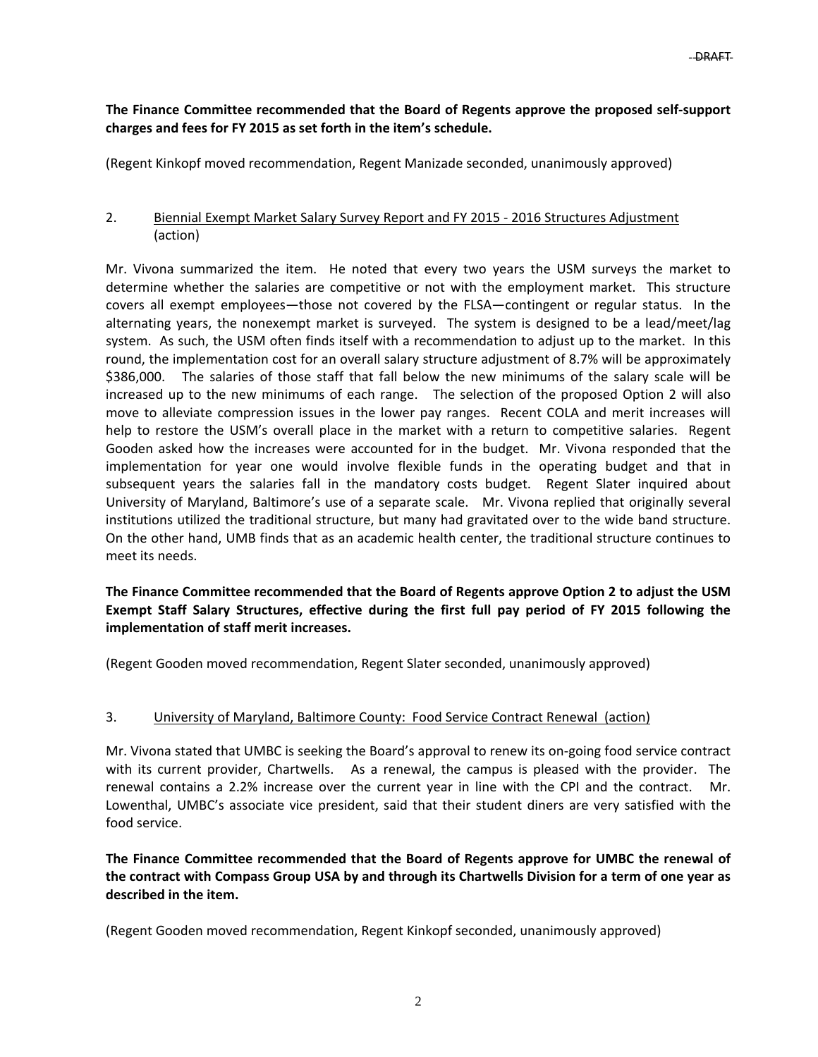**The Finance Committee recommended that the Board of Regents approve the proposed self-support charges and fees for FY 2015 as set forth in the item's schedule.**

(Regent Kinkopf moved recommendation, Regent Manizade seconded, unanimously approved)

2. Biennial Exempt Market Salary Survey Report and FY 2015 - 2016 Structures Adjustment (action)

Mr. Vivona summarized the item. He noted that every two years the USM surveys the market to determine whether the salaries are competitive or not with the employment market. This structure covers all exempt employees—those not covered by the FLSA—contingent or regular status. In the alternating years, the nonexempt market is surveyed. The system is designed to be a lead/meet/lag system. As such, the USM often finds itself with a recommendation to adjust up to the market. In this round, the implementation cost for an overall salary structure adjustment of 8.7% will be approximately \$386,000. The salaries of those staff that fall below the new minimums of the salary scale will be increased up to the new minimums of each range. The selection of the proposed Option 2 will also move to alleviate compression issues in the lower pay ranges. Recent COLA and merit increases will help to restore the USM's overall place in the market with a return to competitive salaries. Regent Gooden asked how the increases were accounted for in the budget. Mr. Vivona responded that the implementation for year one would involve flexible funds in the operating budget and that in subsequent years the salaries fall in the mandatory costs budget. Regent Slater inquired about University of Maryland, Baltimore's use of a separate scale. Mr. Vivona replied that originally several institutions utilized the traditional structure, but many had gravitated over to the wide band structure. On the other hand, UMB finds that as an academic health center, the traditional structure continues to meet its needs.

**The Finance Committee recommended that the Board of Regents approve Option 2 to adjust the USM Exempt Staff Salary Structures, effective during the first full pay period of FY 2015 following the implementation of staff merit increases.**

(Regent Gooden moved recommendation, Regent Slater seconded, unanimously approved)

3. University of Maryland, Baltimore County: Food Service Contract Renewal (action)

Mr. Vivona stated that UMBC is seeking the Board's approval to renew its on-going food service contract with its current provider, Chartwells. As a renewal, the campus is pleased with the provider. The renewal contains a 2.2% increase over the current year in line with the CPI and the contract. Mr. Lowenthal, UMBC's associate vice president, said that their student diners are very satisfied with the food service.

**The Finance Committee recommended that the Board of Regents approve for UMBC the renewal of the contract with Compass Group USA by and through its Chartwells Division for a term of one year as described in the item.**

(Regent Gooden moved recommendation, Regent Kinkopf seconded, unanimously approved)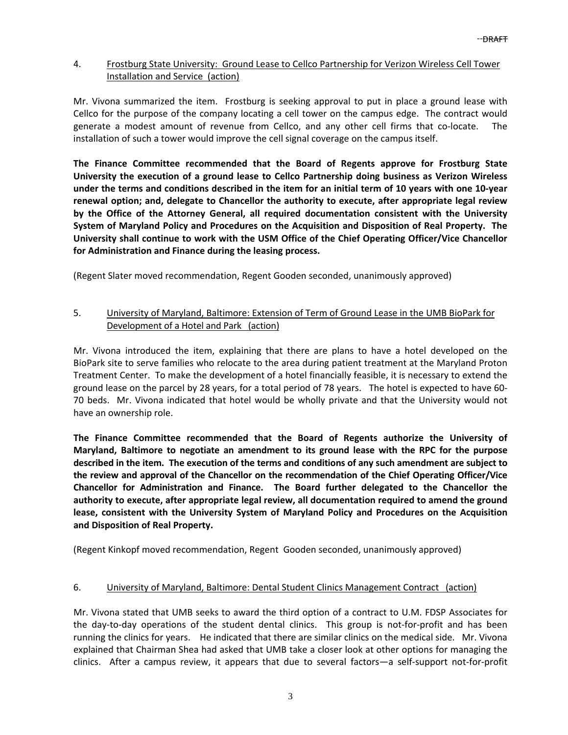4. Frostburg State University: Ground Lease to Cellco Partnership for Verizon Wireless Cell Tower Installation and Service (action)

Mr. Vivona summarized the item. Frostburg is seeking approval to put in place a ground lease with Cellco for the purpose of the company locating a cell tower on the campus edge. The contract would generate a modest amount of revenue from Cellco, and any other cell firms that co-locate. The installation of such a tower would improve the cell signal coverage on the campus itself.

**The Finance Committee recommended that the Board of Regents approve for Frostburg State University the execution of a ground lease to Cellco Partnership doing business as Verizon Wireless under the terms and conditions described in the item for an initial term of 10 years with one 10-year renewal option; and, delegate to Chancellor the authority to execute, after appropriate legal review by the Office of the Attorney General, all required documentation consistent with the University System of Maryland Policy and Procedures on the Acquisition and Disposition of Real Property. The University shall continue to work with the USM Office of the Chief Operating Officer/Vice Chancellor for Administration and Finance during the leasing process.**

(Regent Slater moved recommendation, Regent Gooden seconded, unanimously approved)

5. University of Maryland, Baltimore: Extension of Term of Ground Lease in the UMB BioPark for Development of a Hotel and Park (action)

Mr. Vivona introduced the item, explaining that there are plans to have a hotel developed on the BioPark site to serve families who relocate to the area during patient treatment at the Maryland Proton Treatment Center. To make the development of a hotel financially feasible, it is necessary to extend the ground lease on the parcel by 28 years, for a total period of 78 years. The hotel is expected to have 60-70 beds. Mr. Vivona indicated that hotel would be wholly private and that the University would not have an ownership role.

**The Finance Committee recommended that the Board of Regents authorize the University of Maryland, Baltimore to negotiate an amendment to its ground lease with the RPC for the purpose described in the item. The execution of the terms and conditions of any such amendment are subject to the review and approval of the Chancellor on the recommendation of the Chief Operating Officer/Vice Chancellor for Administration and Finance. The Board further delegated to the Chancellor the authority to execute, after appropriate legal review, all documentation required to amend the ground lease, consistent with the University System of Maryland Policy and Procedures on the Acquisition and Disposition of Real Property.**

(Regent Kinkopf moved recommendation, Regent Gooden seconded, unanimously approved)

6. University of Maryland, Baltimore: Dental Student Clinics Management Contract (action)

Mr. Vivona stated that UMB seeks to award the third option of a contract to U.M. FDSP Associates for the day-to-day operations of the student dental clinics. This group is not-for-profit and has been running the clinics for years. He indicated that there are similar clinics on the medical side. Mr. Vivona explained that Chairman Shea had asked that UMB take a closer look at other options for managing the clinics. After a campus review, it appears that due to several factors—a self-support not-for-profit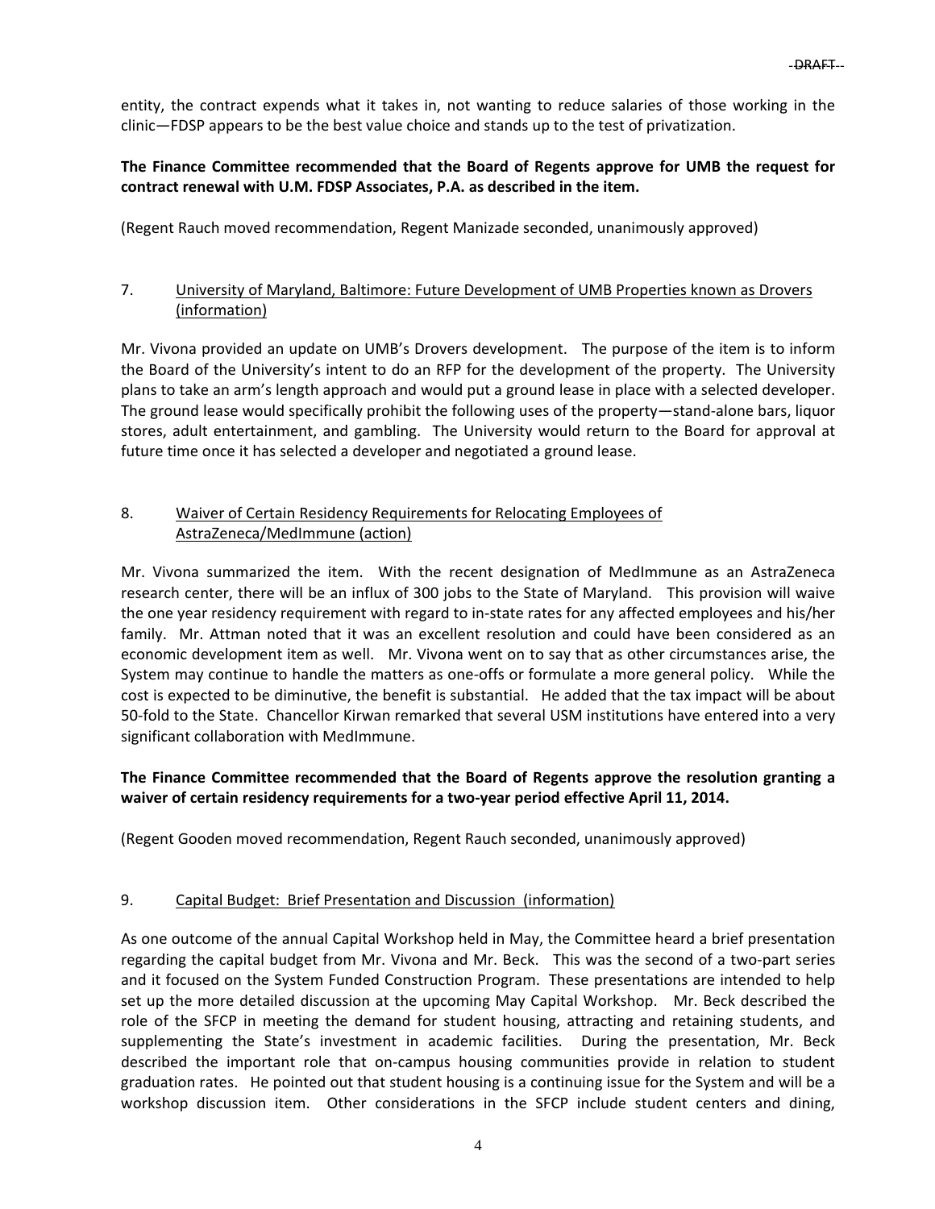entity, the contract expends what it takes in, not wanting to reduce salaries of those working in the clinic—FDSP appears to be the best value choice and stands up to the test of privatization.

**The Finance Committee recommended that the Board of Regents approve for UMB the request for contract renewal with U.M. FDSP Associates, P.A. as described in the item.**

(Regent Rauch moved recommendation, Regent Manizade seconded, unanimously approved)

7. University of Maryland, Baltimore: Future Development of UMB Properties known as Drovers (information)

Mr. Vivona provided an update on UMB's Drovers development. The purpose of the item is to inform the Board of the University's intent to do an RFP for the development of the property. The University plans to take an arm's length approach and would put a ground lease in place with a selected developer. The ground lease would specifically prohibit the following uses of the property—stand-alone bars, liquor stores, adult entertainment, and gambling. The University would return to the Board for approval at future time once it has selected a developer and negotiated a ground lease.

8. Waiver of Certain Residency Requirements for Relocating Employees of AstraZeneca/MedImmune (action)

Mr. Vivona summarized the item. With the recent designation of MedImmune as an AstraZeneca research center, there will be an influx of 300 jobs to the State of Maryland. This provision will waive the one year residency requirement with regard to in-state rates for any affected employees and his/her family. Mr. Attman noted that it was an excellent resolution and could have been considered as an economic development item as well. Mr. Vivona went on to say that as other circumstances arise, the System may continue to handle the matters as one-offs or formulate a more general policy. While the cost is expected to be diminutive, the benefit is substantial. He added that the tax impact will be about 50-fold to the State. Chancellor Kirwan remarked that several USM institutions have entered into a very significant collaboration with MedImmune.

**The Finance Committee recommended that the Board of Regents approve the resolution granting a waiver of certain residency requirements for a two-year period effective April 11, 2014.**

(Regent Gooden moved recommendation, Regent Rauch seconded, unanimously approved)

9. Capital Budget: Brief Presentation and Discussion (information)

As one outcome of the annual Capital Workshop held in May, the Committee heard a brief presentation regarding the capital budget from Mr. Vivona and Mr. Beck. This was the second of a two-part series and it focused on the System Funded Construction Program. These presentations are intended to help set up the more detailed discussion at the upcoming May Capital Workshop. Mr. Beck described the role of the SFCP in meeting the demand for student housing, attracting and retaining students, and supplementing the State's investment in academic facilities. During the presentation, Mr. Beck described the important role that on-campus housing communities provide in relation to student graduation rates. He pointed out that student housing is a continuing issue for the System and will be a workshop discussion item. Other considerations in the SFCP include student centers and dining,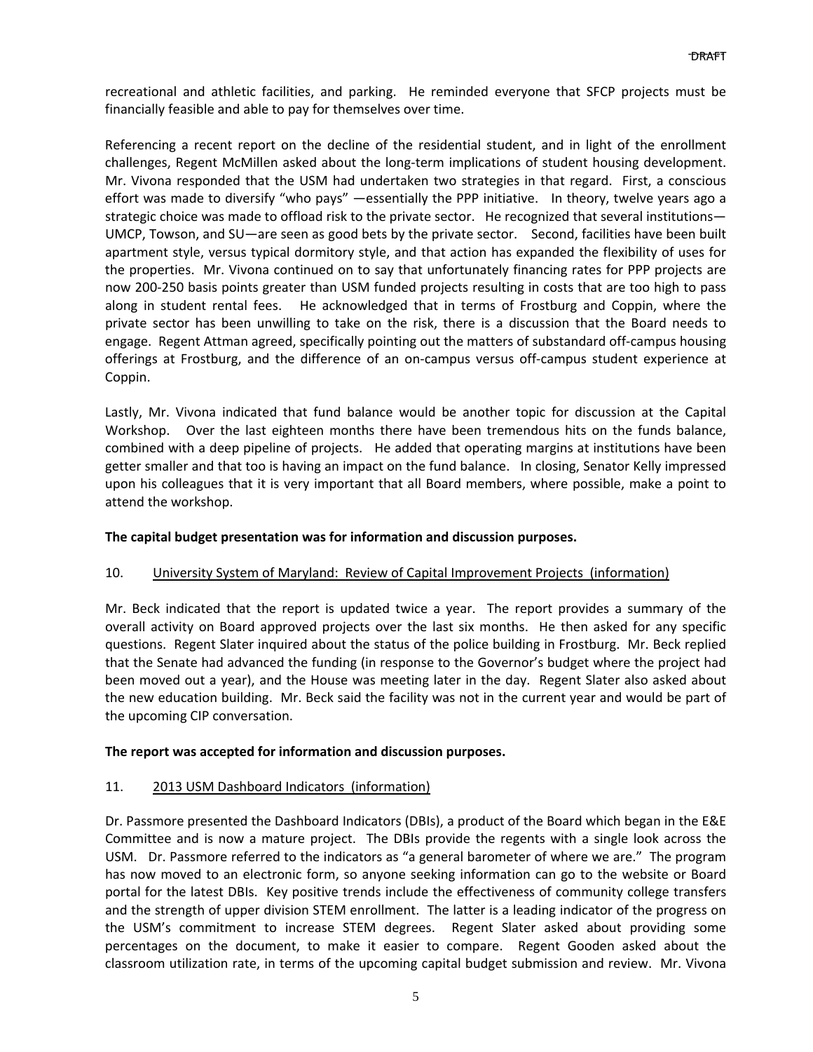recreational and athletic facilities, and parking. He reminded everyone that SFCP projects must be financially feasible and able to pay for themselves over time.

Referencing a recent report on the decline of the residential student, and in light of the enrollment challenges, Regent McMillen asked about the long-term implications of student housing development. Mr. Vivona responded that the USM had undertaken two strategies in that regard. First, a conscious effort was made to diversify "who pays" —essentially the PPP initiative. In theory, twelve years ago a strategic choice was made to offload risk to the private sector. He recognized that several institutions—UMCP, Towson, and SU—are seen as good bets by the private sector. Second, facilities have been built apartment style, versus typical dormitory style, and that action has expanded the flexibility of uses for the properties. Mr. Vivona continued on to say that unfortunately financing rates for PPP projects are now 200-250 basis points greater than USM funded projects resulting in costs that are too high to pass along in student rental fees. He acknowledged that in terms of Frostburg and Coppin, where the private sector has been unwilling to take on the risk, there is a discussion that the Board needs to engage. Regent Attman agreed, specifically pointing out the matters of substandard off-campus housing offerings at Frostburg, and the difference of an on-campus versus off-campus student experience at Coppin.

Lastly, Mr. Vivona indicated that fund balance would be another topic for discussion at the Capital Workshop. Over the last eighteen months there have been tremendous hits on the funds balance, combined with a deep pipeline of projects. He added that operating margins at institutions have been getter smaller and that too is having an impact on the fund balance. In closing, Senator Kelly impressed upon his colleagues that it is very important that all Board members, where possible, make a point to attend the workshop.

**The capital budget presentation was for information and discussion purposes.**

10. University System of Maryland: Review of Capital Improvement Projects (information)

Mr. Beck indicated that the report is updated twice a year. The report provides a summary of the overall activity on Board approved projects over the last six months. He then asked for any specific questions. Regent Slater inquired about the status of the police building in Frostburg. Mr. Beck replied that the Senate had advanced the funding (in response to the Governor's budget where the project had been moved out a year), and the House was meeting later in the day. Regent Slater also asked about the new education building. Mr. Beck said the facility was not in the current year and would be part of the upcoming CIP conversation.

**The report was accepted for information and discussion purposes.**

11. 2013 USM Dashboard Indicators (information)

Dr. Passmore presented the Dashboard Indicators (DBIs), a product of the Board which began in the E&E Committee and is now a mature project. The DBIs provide the regents with a single look across the USM. Dr. Passmore referred to the indicators as "a general barometer of where we are." The program has now moved to an electronic form, so anyone seeking information can go to the website or Board portal for the latest DBIs. Key positive trends include the effectiveness of community college transfers and the strength of upper division STEM enrollment. The latter is a leading indicator of the progress on the USM's commitment to increase STEM degrees. Regent Slater asked about providing some percentages on the document, to make it easier to compare. Regent Gooden asked about the classroom utilization rate, in terms of the upcoming capital budget submission and review. Mr. Vivona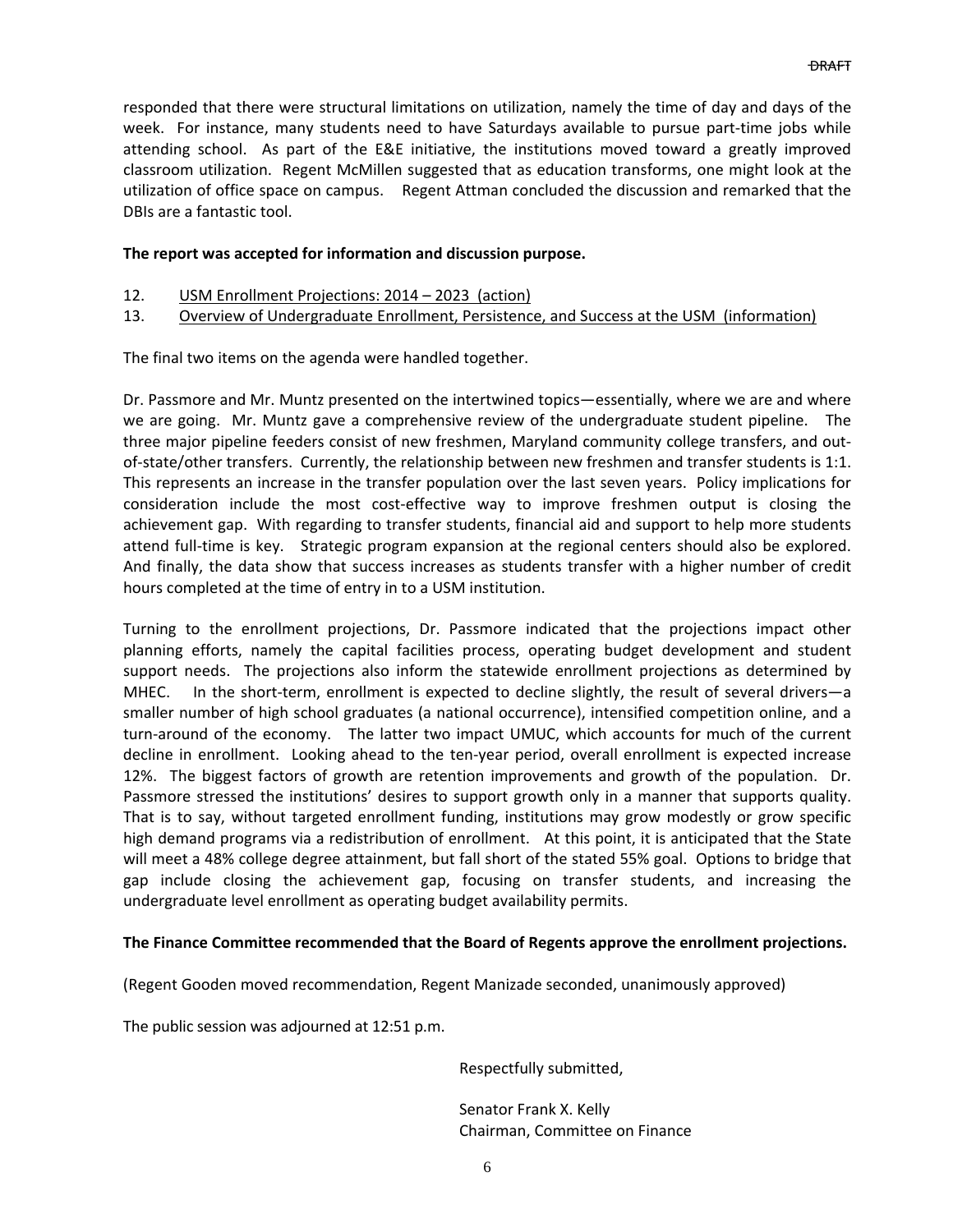responded that there were structural limitations on utilization, namely the time of day and days of the week. For instance, many students need to have Saturdays available to pursue part-time jobs while attending school. As part of the E&E initiative, the institutions moved toward a greatly improved classroom utilization. Regent McMillen suggested that as education transforms, one might look at the utilization of office space on campus. Regent Attman concluded the discussion and remarked that the DBIs are a fantastic tool.

**The report was accepted for information and discussion purpose.**

12. USM Enrollment Projections: 2014 – 2023 (action)
13. Overview of Undergraduate Enrollment, Persistence, and Success at the USM (information)

The final two items on the agenda were handled together.

Dr. Passmore and Mr. Muntz presented on the intertwined topics—essentially, where we are and where we are going. Mr. Muntz gave a comprehensive review of the undergraduate student pipeline. The three major pipeline feeders consist of new freshmen, Maryland community college transfers, and out-of-state/other transfers. Currently, the relationship between new freshmen and transfer students is 1:1. This represents an increase in the transfer population over the last seven years. Policy implications for consideration include the most cost-effective way to improve freshmen output is closing the achievement gap. With regarding to transfer students, financial aid and support to help more students attend full-time is key. Strategic program expansion at the regional centers should also be explored. And finally, the data show that success increases as students transfer with a higher number of credit hours completed at the time of entry in to a USM institution.

Turning to the enrollment projections, Dr. Passmore indicated that the projections impact other planning efforts, namely the capital facilities process, operating budget development and student support needs. The projections also inform the statewide enrollment projections as determined by MHEC. In the short-term, enrollment is expected to decline slightly, the result of several drivers—a smaller number of high school graduates (a national occurrence), intensified competition online, and a turn-around of the economy. The latter two impact UMUC, which accounts for much of the current decline in enrollment. Looking ahead to the ten-year period, overall enrollment is expected increase 12%. The biggest factors of growth are retention improvements and growth of the population. Dr. Passmore stressed the institutions' desires to support growth only in a manner that supports quality. That is to say, without targeted enrollment funding, institutions may grow modestly or grow specific high demand programs via a redistribution of enrollment. At this point, it is anticipated that the State will meet a 48% college degree attainment, but fall short of the stated 55% goal. Options to bridge that gap include closing the achievement gap, focusing on transfer students, and increasing the undergraduate level enrollment as operating budget availability permits.

**The Finance Committee recommended that the Board of Regents approve the enrollment projections.**

(Regent Gooden moved recommendation, Regent Manizade seconded, unanimously approved)

The public session was adjourned at 12:51 p.m.

Respectfully submitted,

Senator Frank X. Kelly
Chairman, Committee on Finance